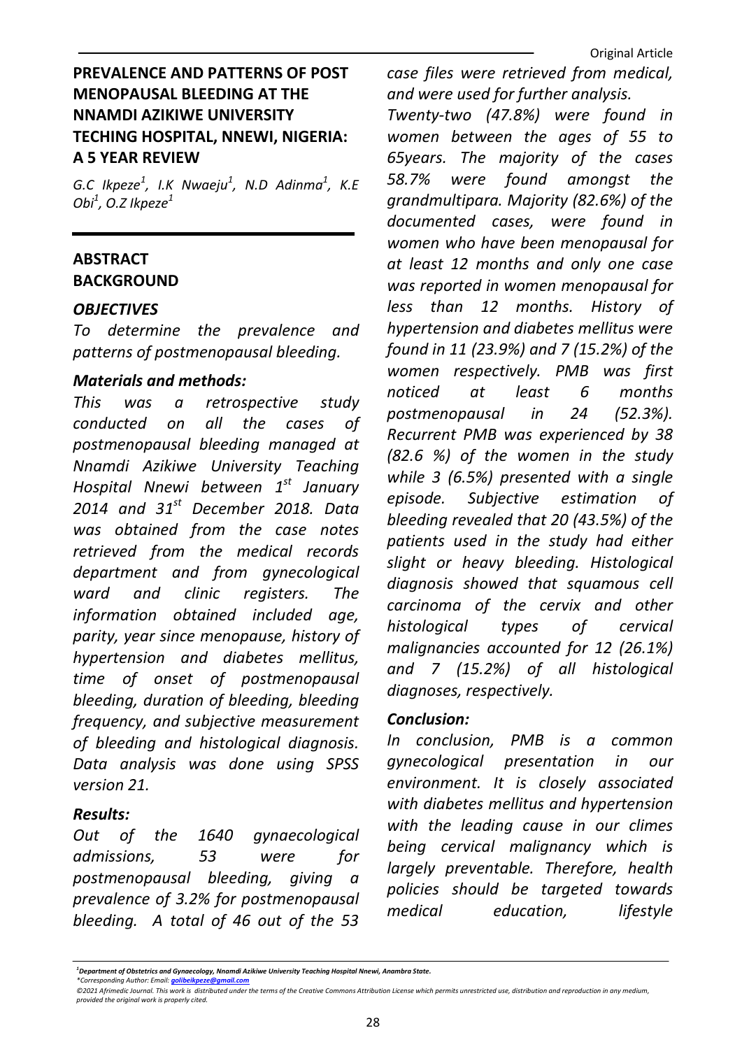Original Article

# PREVALENCE AND PATTERNS OF POST MENOPAUSAL BLEEDING AT THE NNAMDI AZIKIWE UNIVERSITY TECHING HOSPITAL, NNEWI, NIGERIA: A 5 YEAR REVIEW

*G.C Ikpeze[1], I.K Nwaeju[1], N.D Adinma[1], K.E Obi[1], O.Z Ikpeze[1]*

## ABSTRACT

## BACKGROUND

### *OBJECTIVES*

*To determine the prevalence and patterns of postmenopausal bleeding.*

### *Materials and methods:*

*This was a retrospective study conducted on all the cases of postmenopausal bleeding managed at Nnamdi Azikiwe University Teaching Hospital Nnewi between 1st January 2014 and 31st December 2018. Data was obtained from the case notes retrieved from the medical records department and from gynecological ward and clinic registers. The information obtained included age, parity, year since menopause, history of hypertension and diabetes mellitus, time of onset of postmenopausal bleeding, duration of bleeding, bleeding frequency, and subjective measurement of bleeding and histological diagnosis. Data analysis was done using SPSS version 21.*

### *Results:*

*Out of the 1640 gynaecological admissions, 53 were for postmenopausal bleeding, giving a prevalence of 3.2% for postmenopausal bleeding. A total of 46 out of the 53 case files were retrieved from medical, and were used for further analysis.*

*Twenty-two (47.8%) were found in women between the ages of 55 to 65years. The majority of the cases 58.7% were found amongst the grandmultipara. Majority (82.6%) of the documented cases, were found in women who have been menopausal for at least 12 months and only one case was reported in women menopausal for less than 12 months. History of hypertension and diabetes mellitus were found in 11 (23.9%) and 7 (15.2%) of the women respectively. PMB was first noticed at least 6 months postmenopausal in 24 (52.3%). Recurrent PMB was experienced by 38 (82.6 %) of the women in the study while 3 (6.5%) presented with a single episode. Subjective estimation of bleeding revealed that 20 (43.5%) of the patients used in the study had either slight or heavy bleeding. Histological diagnosis showed that squamous cell carcinoma of the cervix and other histological types of cervical malignancies accounted for 12 (26.1%) and 7 (15.2%) of all histological diagnoses, respectively.*

### *Conclusion:*

*In conclusion, PMB is a common gynecological presentation in our environment. It is closely associated with diabetes mellitus and hypertension with the leading cause in our climes being cervical malignancy which is largely preventable. Therefore, health policies should be targeted towards medical education, lifestyle*

---

*[1]Department of Obstetrics and Gynaecology, Nnamdi Azikiwe University Teaching Hospital Nnewi, Anambra State.*
*\*Corresponding Author: Email: golibeikpeze@gmail.com*
*©2021 Afrimedic Journal. This work is distributed under the terms of the Creative Commons Attribution License which permits unrestricted use, distribution and reproduction in any medium, provided the original work is properly cited.*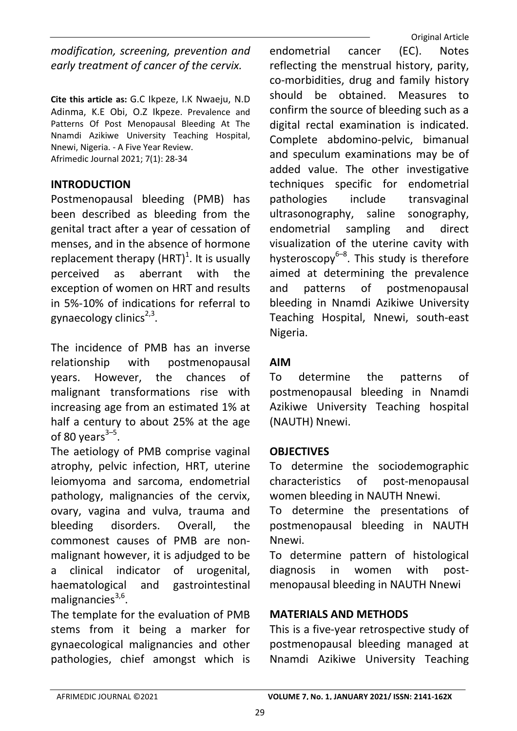*modification, screening, prevention and early treatment of cancer of the cervix.*

**Cite this article as:** G.C Ikpeze, I.K Nwaeju, N.D Adinma, K.E Obi, O.Z Ikpeze. Prevalence and Patterns Of Post Menopausal Bleeding At The Nnamdi Azikiwe University Teaching Hospital, Nnewi, Nigeria. - A Five Year Review. Afrimedic Journal 2021; 7(1): 28-34

## INTRODUCTION

Postmenopausal bleeding (PMB) has been described as bleeding from the genital tract after a year of cessation of menses, and in the absence of hormone replacement therapy (HRT)[1]. It is usually perceived as aberrant with the exception of women on HRT and results in 5%-10% of indications for referral to gynaecology clinics[2,3].

The incidence of PMB has an inverse relationship with postmenopausal years. However, the chances of malignant transformations rise with increasing age from an estimated 1% at half a century to about 25% at the age of 80 years[3–5].

The aetiology of PMB comprise vaginal atrophy, pelvic infection, HRT, uterine leiomyoma and sarcoma, endometrial pathology, malignancies of the cervix, ovary, vagina and vulva, trauma and bleeding disorders. Overall, the commonest causes of PMB are non-malignant however, it is adjudged to be a clinical indicator of urogenital, haematological and gastrointestinal malignancies[3,6].

The template for the evaluation of PMB stems from it being a marker for gynaecological malignancies and other pathologies, chief amongst which is endometrial cancer (EC). Notes reflecting the menstrual history, parity, co-morbidities, drug and family history should be obtained. Measures to confirm the source of bleeding such as a digital rectal examination is indicated. Complete abdomino-pelvic, bimanual and speculum examinations may be of added value. The other investigative techniques specific for endometrial pathologies include transvaginal ultrasonography, saline sonography, endometrial sampling and direct visualization of the uterine cavity with hysteroscopy[6–8]. This study is therefore aimed at determining the prevalence and patterns of postmenopausal bleeding in Nnamdi Azikiwe University Teaching Hospital, Nnewi, south-east Nigeria.

## AIM

To determine the patterns of postmenopausal bleeding in Nnamdi Azikiwe University Teaching hospital (NAUTH) Nnewi.

## OBJECTIVES

To determine the sociodemographic characteristics of post-menopausal women bleeding in NAUTH Nnewi.

To determine the presentations of postmenopausal bleeding in NAUTH Nnewi.

To determine pattern of histological diagnosis in women with post-menopausal bleeding in NAUTH Nnewi

## MATERIALS AND METHODS

This is a five-year retrospective study of postmenopausal bleeding managed at Nnamdi Azikiwe University Teaching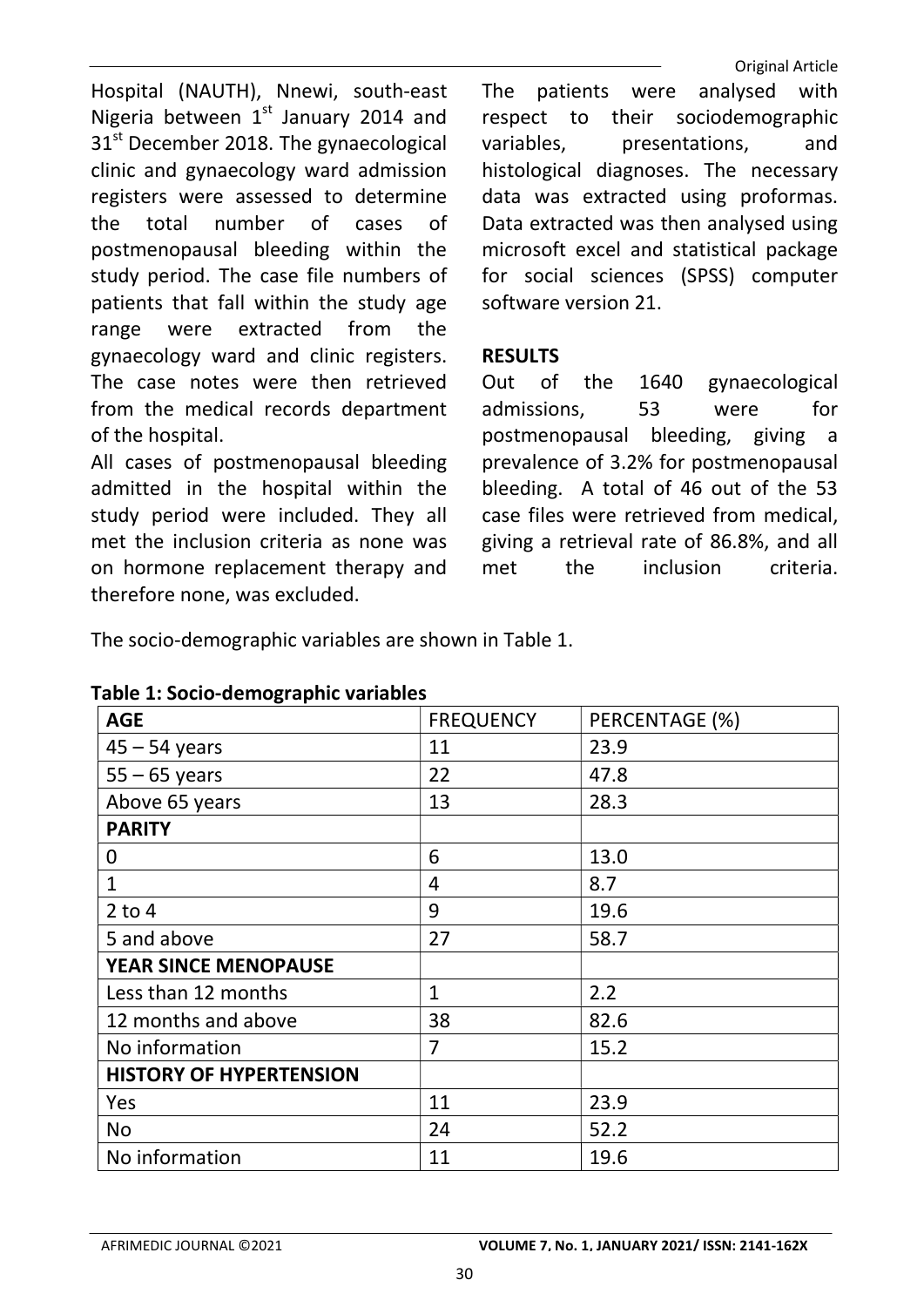Hospital (NAUTH), Nnewi, south-east Nigeria between 1st January 2014 and 31st December 2018. The gynaecological clinic and gynaecology ward admission registers were assessed to determine the total number of cases of postmenopausal bleeding within the study period. The case file numbers of patients that fall within the study age range were extracted from the gynaecology ward and clinic registers. The case notes were then retrieved from the medical records department of the hospital.

All cases of postmenopausal bleeding admitted in the hospital within the study period were included. They all met the inclusion criteria as none was on hormone replacement therapy and therefore none, was excluded.

The patients were analysed with respect to their sociodemographic variables, presentations, and histological diagnoses. The necessary data was extracted using proformas. Data extracted was then analysed using microsoft excel and statistical package for social sciences (SPSS) computer software version 21.

## RESULTS

Out of the 1640 gynaecological admissions, 53 were for postmenopausal bleeding, giving a prevalence of 3.2% for postmenopausal bleeding. A total of 46 out of the 53 case files were retrieved from medical, giving a retrieval rate of 86.8%, and all met the inclusion criteria.

The socio-demographic variables are shown in Table 1.

**Table 1: Socio-demographic variables**

| AGE | FREQUENCY | PERCENTAGE (%) |
|---|---|---|
| 45 – 54 years | 11 | 23.9 |
| 55 – 65 years | 22 | 47.8 |
| Above 65 years | 13 | 28.3 |
| **PARITY** | | |
| 0 | 6 | 13.0 |
| 1 | 4 | 8.7 |
| 2 to 4 | 9 | 19.6 |
| 5 and above | 27 | 58.7 |
| **YEAR SINCE MENOPAUSE** | | |
| Less than 12 months | 1 | 2.2 |
| 12 months and above | 38 | 82.6 |
| No information | 7 | 15.2 |
| **HISTORY OF HYPERTENSION** | | |
| Yes | 11 | 23.9 |
| No | 24 | 52.2 |
| No information | 11 | 19.6 |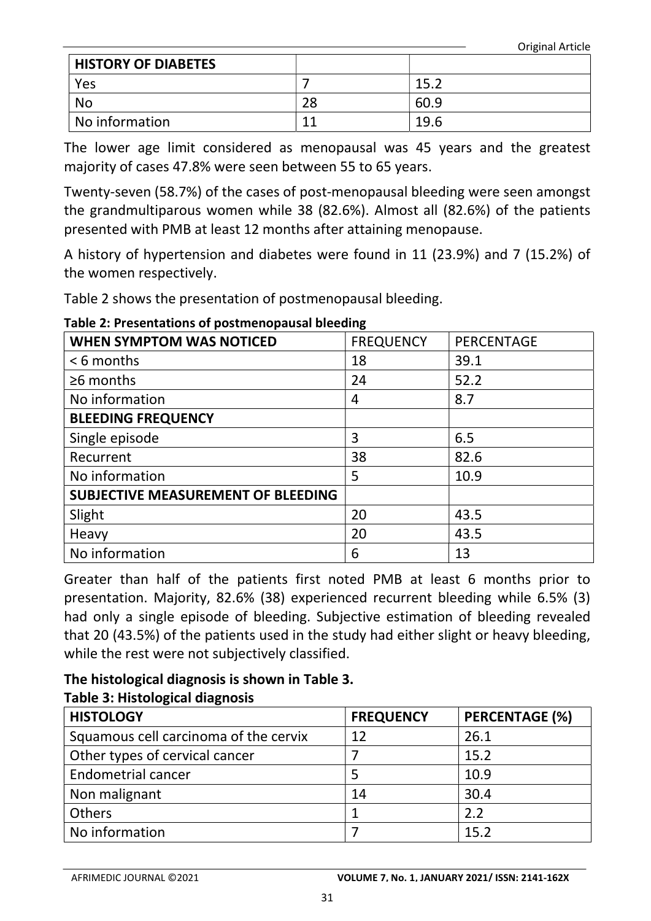| HISTORY OF DIABETES | | |
|---|---|---|
| Yes | 7 | 15.2 |
| No | 28 | 60.9 |
| No information | 11 | 19.6 |

The lower age limit considered as menopausal was 45 years and the greatest majority of cases 47.8% were seen between 55 to 65 years.

Twenty-seven (58.7%) of the cases of post-menopausal bleeding were seen amongst the grandmultiparous women while 38 (82.6%). Almost all (82.6%) of the patients presented with PMB at least 12 months after attaining menopause.

A history of hypertension and diabetes were found in 11 (23.9%) and 7 (15.2%) of the women respectively.

Table 2 shows the presentation of postmenopausal bleeding.

**Table 2: Presentations of postmenopausal bleeding**

| WHEN SYMPTOM WAS NOTICED | FREQUENCY | PERCENTAGE |
|---|---|---|
| < 6 months | 18 | 39.1 |
| ≥6 months | 24 | 52.2 |
| No information | 4 | 8.7 |
| **BLEEDING FREQUENCY** | | |
| Single episode | 3 | 6.5 |
| Recurrent | 38 | 82.6 |
| No information | 5 | 10.9 |
| **SUBJECTIVE MEASUREMENT OF BLEEDING** | | |
| Slight | 20 | 43.5 |
| Heavy | 20 | 43.5 |
| No information | 6 | 13 |

Greater than half of the patients first noted PMB at least 6 months prior to presentation. Majority, 82.6% (38) experienced recurrent bleeding while 6.5% (3) had only a single episode of bleeding. Subjective estimation of bleeding revealed that 20 (43.5%) of the patients used in the study had either slight or heavy bleeding, while the rest were not subjectively classified.

**The histological diagnosis is shown in Table 3.**

**Table 3: Histological diagnosis**

| HISTOLOGY | FREQUENCY | PERCENTAGE (%) |
|---|---|---|
| Squamous cell carcinoma of the cervix | 12 | 26.1 |
| Other types of cervical cancer | 7 | 15.2 |
| Endometrial cancer | 5 | 10.9 |
| Non malignant | 14 | 30.4 |
| Others | 1 | 2.2 |
| No information | 7 | 15.2 |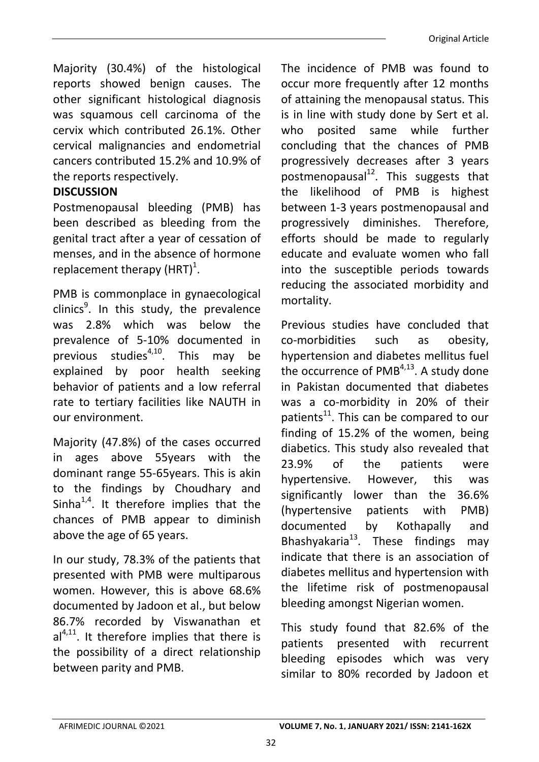Majority (30.4%) of the histological reports showed benign causes. The other significant histological diagnosis was squamous cell carcinoma of the cervix which contributed 26.1%. Other cervical malignancies and endometrial cancers contributed 15.2% and 10.9% of the reports respectively.

**DISCUSSION**

Postmenopausal bleeding (PMB) has been described as bleeding from the genital tract after a year of cessation of menses, and in the absence of hormone replacement therapy (HRT)[1].

PMB is commonplace in gynaecological clinics[9]. In this study, the prevalence was 2.8% which was below the prevalence of 5-10% documented in previous studies[4,10]. This may be explained by poor health seeking behavior of patients and a low referral rate to tertiary facilities like NAUTH in our environment.

Majority (47.8%) of the cases occurred in ages above 55years with the dominant range 55-65years. This is akin to the findings by Choudhary and Sinha[1,4]. It therefore implies that the chances of PMB appear to diminish above the age of 65 years.

In our study, 78.3% of the patients that presented with PMB were multiparous women. However, this is above 68.6% documented by Jadoon et al., but below 86.7% recorded by Viswanathan et al[4,11]. It therefore implies that there is the possibility of a direct relationship between parity and PMB.

The incidence of PMB was found to occur more frequently after 12 months of attaining the menopausal status. This is in line with study done by Sert et al. who posited same while further concluding that the chances of PMB progressively decreases after 3 years postmenopausal[12]. This suggests that the likelihood of PMB is highest between 1-3 years postmenopausal and progressively diminishes. Therefore, efforts should be made to regularly educate and evaluate women who fall into the susceptible periods towards reducing the associated morbidity and mortality.

Previous studies have concluded that co-morbidities such as obesity, hypertension and diabetes mellitus fuel the occurrence of PMB[4,13]. A study done in Pakistan documented that diabetes was a co-morbidity in 20% of their patients[11]. This can be compared to our finding of 15.2% of the women, being diabetics. This study also revealed that 23.9% of the patients were hypertensive. However, this was significantly lower than the 36.6% (hypertensive patients with PMB) documented by Kothapally and Bhashyakaria[13]. These findings may indicate that there is an association of diabetes mellitus and hypertension with the lifetime risk of postmenopausal bleeding amongst Nigerian women.

This study found that 82.6% of the patients presented with recurrent bleeding episodes which was very similar to 80% recorded by Jadoon et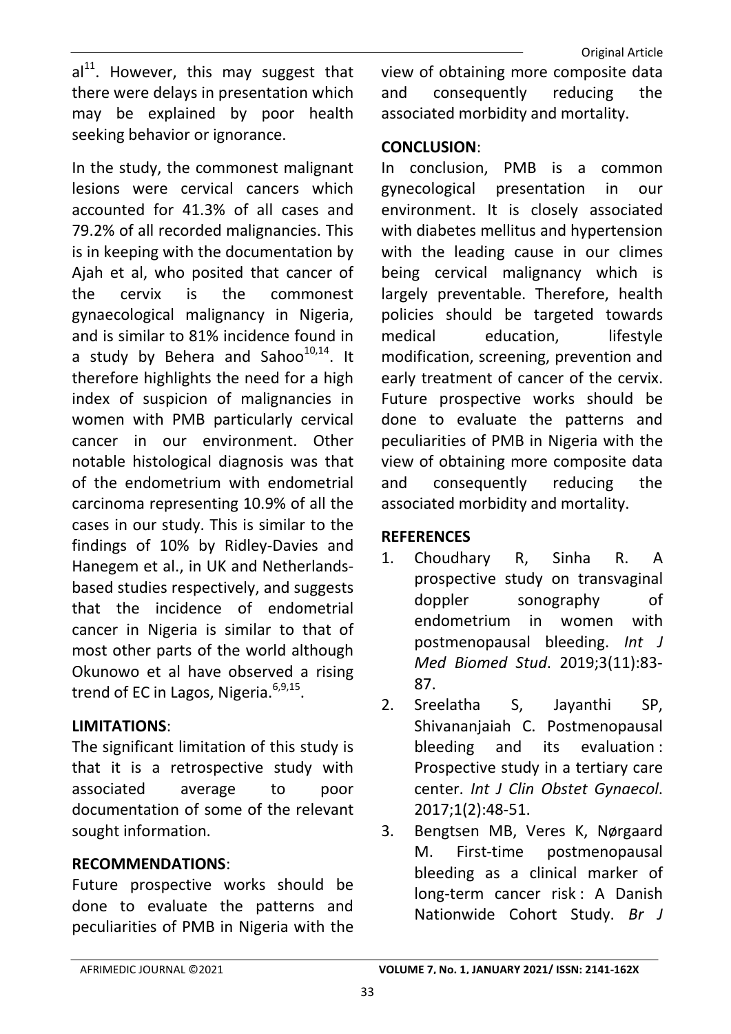al[11]. However, this may suggest that there were delays in presentation which may be explained by poor health seeking behavior or ignorance.

In the study, the commonest malignant lesions were cervical cancers which accounted for 41.3% of all cases and 79.2% of all recorded malignancies. This is in keeping with the documentation by Ajah et al, who posited that cancer of the cervix is the commonest gynaecological malignancy in Nigeria, and is similar to 81% incidence found in a study by Behera and Sahoo[10,14]. It therefore highlights the need for a high index of suspicion of malignancies in women with PMB particularly cervical cancer in our environment. Other notable histological diagnosis was that of the endometrium with endometrial carcinoma representing 10.9% of all the cases in our study. This is similar to the findings of 10% by Ridley-Davies and Hanegem et al., in UK and Netherlands-based studies respectively, and suggests that the incidence of endometrial cancer in Nigeria is similar to that of most other parts of the world although Okunowo et al have observed a rising trend of EC in Lagos, Nigeria.[6,9,15].

## LIMITATIONS:

The significant limitation of this study is that it is a retrospective study with associated average to poor documentation of some of the relevant sought information.

## RECOMMENDATIONS:

Future prospective works should be done to evaluate the patterns and peculiarities of PMB in Nigeria with the view of obtaining more composite data and consequently reducing the associated morbidity and mortality.

## CONCLUSION:

In conclusion, PMB is a common gynecological presentation in our environment. It is closely associated with diabetes mellitus and hypertension with the leading cause in our climes being cervical malignancy which is largely preventable. Therefore, health policies should be targeted towards medical education, lifestyle modification, screening, prevention and early treatment of cancer of the cervix. Future prospective works should be done to evaluate the patterns and peculiarities of PMB in Nigeria with the view of obtaining more composite data and consequently reducing the associated morbidity and mortality.

## REFERENCES

1. Choudhary R, Sinha R. A prospective study on transvaginal doppler sonography of endometrium in women with postmenopausal bleeding. *Int J Med Biomed Stud*. 2019;3(11):83-87.
2. Sreelatha S, Jayanthi SP, Shivananjaiah C. Postmenopausal bleeding and its evaluation : Prospective study in a tertiary care center. *Int J Clin Obstet Gynaecol*. 2017;1(2):48-51.
3. Bengtsen MB, Veres K, Nørgaard M. First-time postmenopausal bleeding as a clinical marker of long-term cancer risk : A Danish Nationwide Cohort Study. *Br J*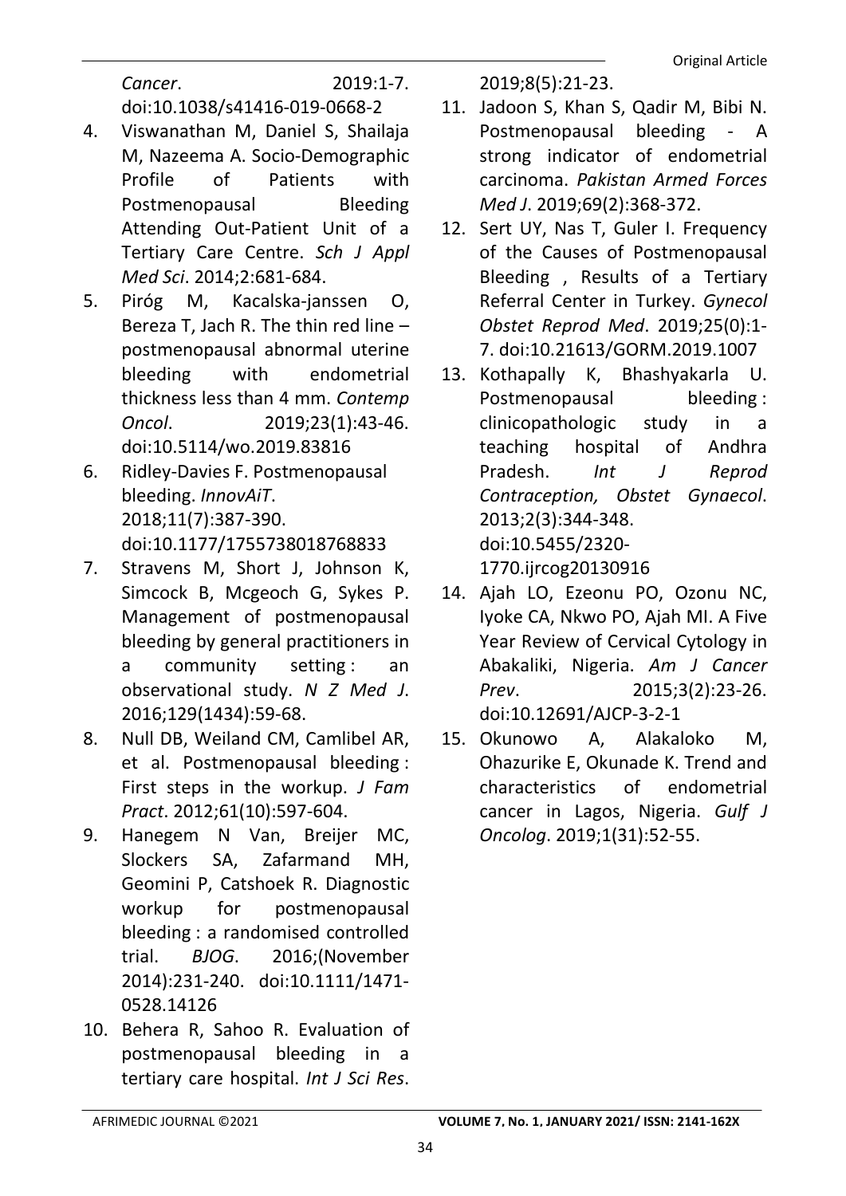*Cancer*. 2019:1-7. doi:10.1038/s41416-019-0668-2

4. Viswanathan M, Daniel S, Shailaja M, Nazeema A. Socio-Demographic Profile of Patients with Postmenopausal Bleeding Attending Out-Patient Unit of a Tertiary Care Centre. *Sch J Appl Med Sci*. 2014;2:681-684.
5. Piróg M, Kacalska-janssen O, Bereza T, Jach R. The thin red line – postmenopausal abnormal uterine bleeding with endometrial thickness less than 4 mm. *Contemp Oncol*. 2019;23(1):43-46. doi:10.5114/wo.2019.83816
6. Ridley-Davies F. Postmenopausal bleeding. *InnovAiT*. 2018;11(7):387-390. doi:10.1177/1755738018768833
7. Stravens M, Short J, Johnson K, Simcock B, Mcgeoch G, Sykes P. Management of postmenopausal bleeding by general practitioners in a community setting : an observational study. *N Z Med J*. 2016;129(1434):59-68.
8. Null DB, Weiland CM, Camlibel AR, et al. Postmenopausal bleeding : First steps in the workup. *J Fam Pract*. 2012;61(10):597-604.
9. Hanegem N Van, Breijer MC, Slockers SA, Zafarmand MH, Geomini P, Catshoek R. Diagnostic workup for postmenopausal bleeding : a randomised controlled trial. *BJOG*. 2016;(November 2014):231-240. doi:10.1111/1471-0528.14126
10. Behera R, Sahoo R. Evaluation of postmenopausal bleeding in a tertiary care hospital. *Int J Sci Res*. 2019;8(5):21-23.
11. Jadoon S, Khan S, Qadir M, Bibi N. Postmenopausal bleeding - A strong indicator of endometrial carcinoma. *Pakistan Armed Forces Med J*. 2019;69(2):368-372.
12. Sert UY, Nas T, Guler I. Frequency of the Causes of Postmenopausal Bleeding , Results of a Tertiary Referral Center in Turkey. *Gynecol Obstet Reprod Med*. 2019;25(0):1-7. doi:10.21613/GORM.2019.1007
13. Kothapally K, Bhashyakarla U. Postmenopausal bleeding : clinicopathologic study in a teaching hospital of Andhra Pradesh. *Int J Reprod Contraception, Obstet Gynaecol*. 2013;2(3):344-348. doi:10.5455/2320-1770.ijrcog20130916
14. Ajah LO, Ezeonu PO, Ozonu NC, Iyoke CA, Nkwo PO, Ajah MI. A Five Year Review of Cervical Cytology in Abakaliki, Nigeria. *Am J Cancer Prev*. 2015;3(2):23-26. doi:10.12691/AJCP-3-2-1
15. Okunowo A, Alakaloko M, Ohazurike E, Okunade K. Trend and characteristics of endometrial cancer in Lagos, Nigeria. *Gulf J Oncolog*. 2019;1(31):52-55.